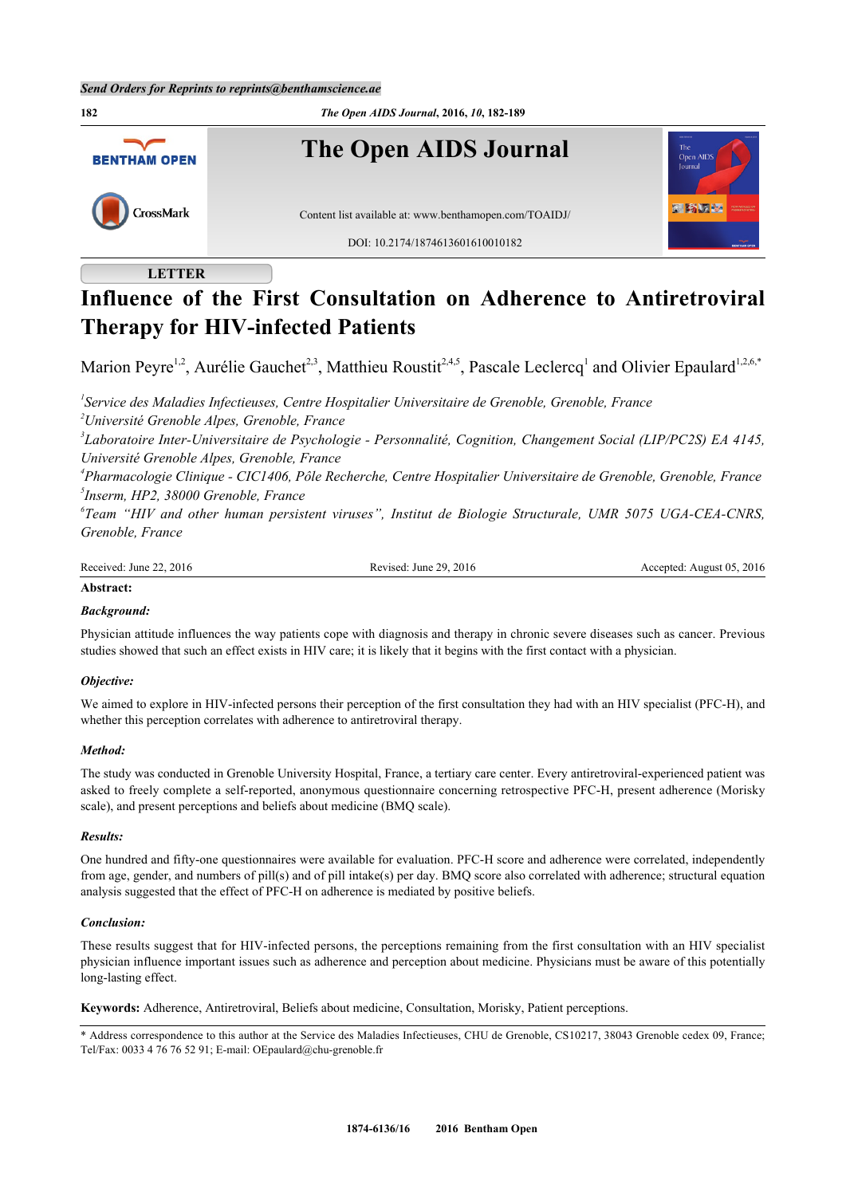Send Orders for Reprints to reprints@benthamscience.ae

# The Open AIDS Journal

Content list available at: www.benthamopen.com/TOAIDJ/

DOI: 10.2174/1874613601610010182

LETTER

# Influence of the First Consultation on Adherence to Antiretroviral Therapy for HIV-infected Patients

Marion Peyre[1,2], Aurélie Gauchet[2,3], Matthieu Roustit[2,4,5], Pascale Leclercq[1] and Olivier Epaulard[1,2,6,*]

*[1]Service des Maladies Infectieuses, Centre Hospitalier Universitaire de Grenoble, Grenoble, France*
*[2]Université Grenoble Alpes, Grenoble, France*
*[3]Laboratoire Inter-Universitaire de Psychologie - Personnalité, Cognition, Changement Social (LIP/PC2S) EA 4145, Université Grenoble Alpes, Grenoble, France*
*[4]Pharmacologie Clinique - CIC1406, Pôle Recherche, Centre Hospitalier Universitaire de Grenoble, Grenoble, France*
*[5]Inserm, HP2, 38000 Grenoble, France*
*[6]Team "HIV and other human persistent viruses", Institut de Biologie Structurale, UMR 5075 UGA-CEA-CNRS, Grenoble, France*

Received: June 22, 2016 | Revised: June 29, 2016 | Accepted: August 05, 2016

**Abstract:**

***Background:***

Physician attitude influences the way patients cope with diagnosis and therapy in chronic severe diseases such as cancer. Previous studies showed that such an effect exists in HIV care; it is likely that it begins with the first contact with a physician.

***Objective:***

We aimed to explore in HIV-infected persons their perception of the first consultation they had with an HIV specialist (PFC-H), and whether this perception correlates with adherence to antiretroviral therapy.

***Method:***

The study was conducted in Grenoble University Hospital, France, a tertiary care center. Every antiretroviral-experienced patient was asked to freely complete a self-reported, anonymous questionnaire concerning retrospective PFC-H, present adherence (Morisky scale), and present perceptions and beliefs about medicine (BMQ scale).

***Results:***

One hundred and fifty-one questionnaires were available for evaluation. PFC-H score and adherence were correlated, independently from age, gender, and numbers of pill(s) and of pill intake(s) per day. BMQ score also correlated with adherence; structural equation analysis suggested that the effect of PFC-H on adherence is mediated by positive beliefs.

***Conclusion:***

These results suggest that for HIV-infected persons, the perceptions remaining from the first consultation with an HIV specialist physician influence important issues such as adherence and perception about medicine. Physicians must be aware of this potentially long-lasting effect.

**Keywords:** Adherence, Antiretroviral, Beliefs about medicine, Consultation, Morisky, Patient perceptions.

* Address correspondence to this author at the Service des Maladies Infectieuses, CHU de Grenoble, CS10217, 38043 Grenoble cedex 09, France; Tel/Fax: 0033 4 76 76 52 91; E-mail: OEpaulard@chu-grenoble.fr

1874-6136/16 2016 Bentham Open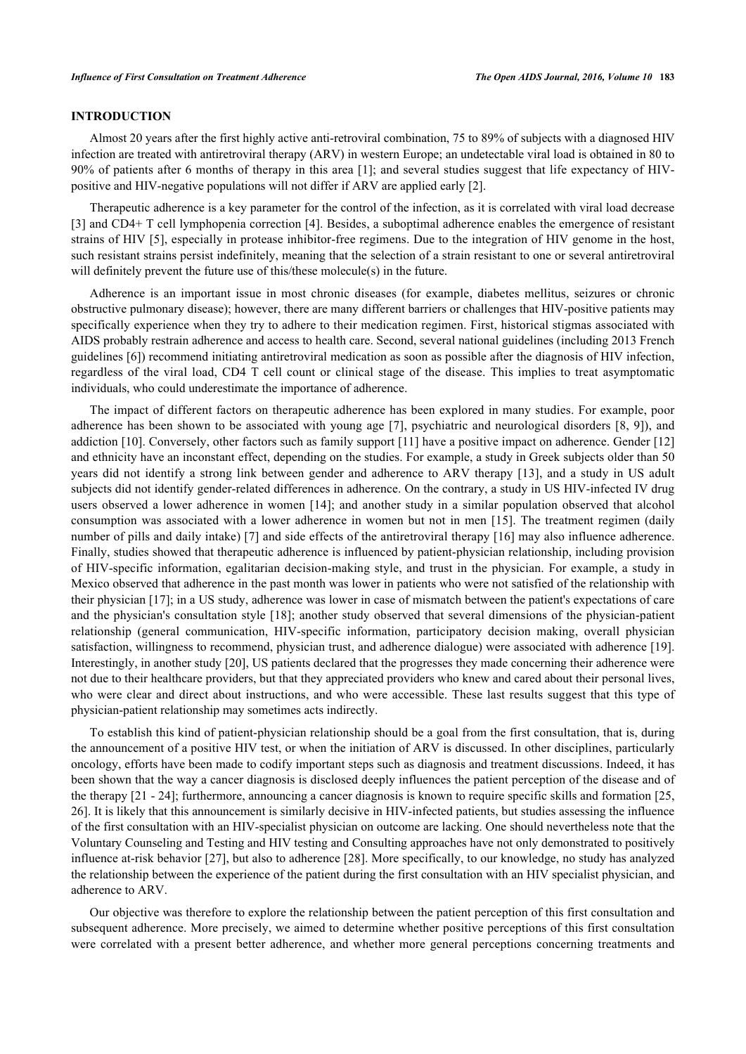## INTRODUCTION

Almost 20 years after the first highly active anti-retroviral combination, 75 to 89% of subjects with a diagnosed HIV infection are treated with antiretroviral therapy (ARV) in western Europe; an undetectable viral load is obtained in 80 to 90% of patients after 6 months of therapy in this area [1]; and several studies suggest that life expectancy of HIV-positive and HIV-negative populations will not differ if ARV are applied early [2].

Therapeutic adherence is a key parameter for the control of the infection, as it is correlated with viral load decrease [3] and CD4+ T cell lymphopenia correction [4]. Besides, a suboptimal adherence enables the emergence of resistant strains of HIV [5], especially in protease inhibitor-free regimens. Due to the integration of HIV genome in the host, such resistant strains persist indefinitely, meaning that the selection of a strain resistant to one or several antiretroviral will definitely prevent the future use of this/these molecule(s) in the future.

Adherence is an important issue in most chronic diseases (for example, diabetes mellitus, seizures or chronic obstructive pulmonary disease); however, there are many different barriers or challenges that HIV-positive patients may specifically experience when they try to adhere to their medication regimen. First, historical stigmas associated with AIDS probably restrain adherence and access to health care. Second, several national guidelines (including 2013 French guidelines [6]) recommend initiating antiretroviral medication as soon as possible after the diagnosis of HIV infection, regardless of the viral load, CD4 T cell count or clinical stage of the disease. This implies to treat asymptomatic individuals, who could underestimate the importance of adherence.

The impact of different factors on therapeutic adherence has been explored in many studies. For example, poor adherence has been shown to be associated with young age [7], psychiatric and neurological disorders [8, 9]), and addiction [10]. Conversely, other factors such as family support [11] have a positive impact on adherence. Gender [12] and ethnicity have an inconstant effect, depending on the studies. For example, a study in Greek subjects older than 50 years did not identify a strong link between gender and adherence to ARV therapy [13], and a study in US adult subjects did not identify gender-related differences in adherence. On the contrary, a study in US HIV-infected IV drug users observed a lower adherence in women [14]; and another study in a similar population observed that alcohol consumption was associated with a lower adherence in women but not in men [15]. The treatment regimen (daily number of pills and daily intake) [7] and side effects of the antiretroviral therapy [16] may also influence adherence. Finally, studies showed that therapeutic adherence is influenced by patient-physician relationship, including provision of HIV-specific information, egalitarian decision-making style, and trust in the physician. For example, a study in Mexico observed that adherence in the past month was lower in patients who were not satisfied of the relationship with their physician [17]; in a US study, adherence was lower in case of mismatch between the patient's expectations of care and the physician's consultation style [18]; another study observed that several dimensions of the physician-patient relationship (general communication, HIV-specific information, participatory decision making, overall physician satisfaction, willingness to recommend, physician trust, and adherence dialogue) were associated with adherence [19]. Interestingly, in another study [20], US patients declared that the progresses they made concerning their adherence were not due to their healthcare providers, but that they appreciated providers who knew and cared about their personal lives, who were clear and direct about instructions, and who were accessible. These last results suggest that this type of physician-patient relationship may sometimes acts indirectly.

To establish this kind of patient-physician relationship should be a goal from the first consultation, that is, during the announcement of a positive HIV test, or when the initiation of ARV is discussed. In other disciplines, particularly oncology, efforts have been made to codify important steps such as diagnosis and treatment discussions. Indeed, it has been shown that the way a cancer diagnosis is disclosed deeply influences the patient perception of the disease and of the therapy [21 - 24]; furthermore, announcing a cancer diagnosis is known to require specific skills and formation [25, 26]. It is likely that this announcement is similarly decisive in HIV-infected patients, but studies assessing the influence of the first consultation with an HIV-specialist physician on outcome are lacking. One should nevertheless note that the Voluntary Counseling and Testing and HIV testing and Consulting approaches have not only demonstrated to positively influence at-risk behavior [27], but also to adherence [28]. More specifically, to our knowledge, no study has analyzed the relationship between the experience of the patient during the first consultation with an HIV specialist physician, and adherence to ARV.

Our objective was therefore to explore the relationship between the patient perception of this first consultation and subsequent adherence. More precisely, we aimed to determine whether positive perceptions of this first consultation were correlated with a present better adherence, and whether more general perceptions concerning treatments and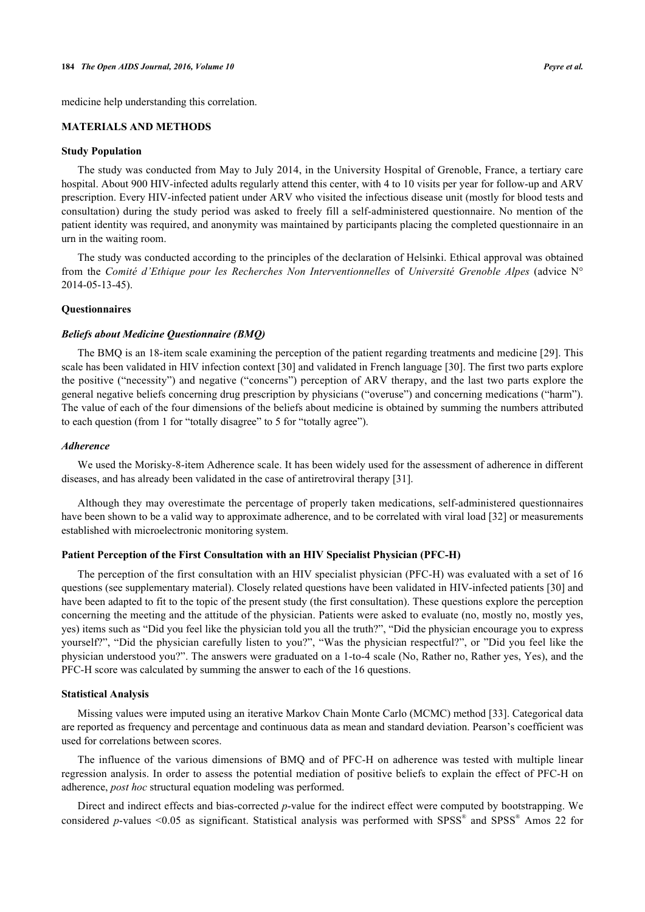medicine help understanding this correlation.

## MATERIALS AND METHODS

### Study Population

The study was conducted from May to July 2014, in the University Hospital of Grenoble, France, a tertiary care hospital. About 900 HIV-infected adults regularly attend this center, with 4 to 10 visits per year for follow-up and ARV prescription. Every HIV-infected patient under ARV who visited the infectious disease unit (mostly for blood tests and consultation) during the study period was asked to freely fill a self-administered questionnaire. No mention of the patient identity was required, and anonymity was maintained by participants placing the completed questionnaire in an urn in the waiting room.

The study was conducted according to the principles of the declaration of Helsinki. Ethical approval was obtained from the *Comité d'Ethique pour les Recherches Non Interventionnelles* of *Université Grenoble Alpes* (advice N° 2014-05-13-45).

### Questionnaires

#### *Beliefs about Medicine Questionnaire (BMQ)*

The BMQ is an 18-item scale examining the perception of the patient regarding treatments and medicine [29]. This scale has been validated in HIV infection context [30] and validated in French language [30]. The first two parts explore the positive ("necessity") and negative ("concerns") perception of ARV therapy, and the last two parts explore the general negative beliefs concerning drug prescription by physicians ("overuse") and concerning medications ("harm"). The value of each of the four dimensions of the beliefs about medicine is obtained by summing the numbers attributed to each question (from 1 for "totally disagree" to 5 for "totally agree").

#### *Adherence*

We used the Morisky-8-item Adherence scale. It has been widely used for the assessment of adherence in different diseases, and has already been validated in the case of antiretroviral therapy [31].

Although they may overestimate the percentage of properly taken medications, self-administered questionnaires have been shown to be a valid way to approximate adherence, and to be correlated with viral load [32] or measurements established with microelectronic monitoring system.

### Patient Perception of the First Consultation with an HIV Specialist Physician (PFC-H)

The perception of the first consultation with an HIV specialist physician (PFC-H) was evaluated with a set of 16 questions (see supplementary material). Closely related questions have been validated in HIV-infected patients [30] and have been adapted to fit to the topic of the present study (the first consultation). These questions explore the perception concerning the meeting and the attitude of the physician. Patients were asked to evaluate (no, mostly no, mostly yes, yes) items such as "Did you feel like the physician told you all the truth?", "Did the physician encourage you to express yourself?", "Did the physician carefully listen to you?", "Was the physician respectful?", or "Did you feel like the physician understood you?". The answers were graduated on a 1-to-4 scale (No, Rather no, Rather yes, Yes), and the PFC-H score was calculated by summing the answer to each of the 16 questions.

### Statistical Analysis

Missing values were imputed using an iterative Markov Chain Monte Carlo (MCMC) method [33]. Categorical data are reported as frequency and percentage and continuous data as mean and standard deviation. Pearson's coefficient was used for correlations between scores.

The influence of the various dimensions of BMQ and of PFC-H on adherence was tested with multiple linear regression analysis. In order to assess the potential mediation of positive beliefs to explain the effect of PFC-H on adherence, *post hoc* structural equation modeling was performed.

Direct and indirect effects and bias-corrected *p*-value for the indirect effect were computed by bootstrapping. We considered *p*-values <0.05 as significant. Statistical analysis was performed with SPSS® and SPSS® Amos 22 for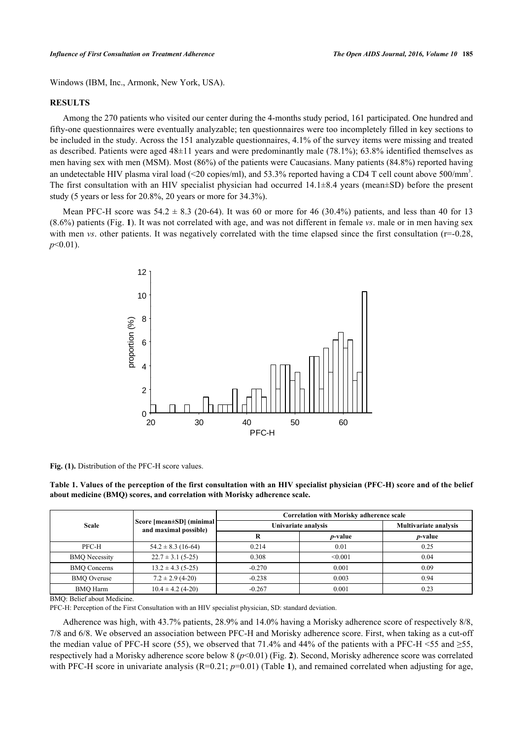Windows (IBM, Inc., Armonk, New York, USA).

## RESULTS

Among the 270 patients who visited our center during the 4-months study period, 161 participated. One hundred and fifty-one questionnaires were eventually analyzable; ten questionnaires were too incompletely filled in key sections to be included in the study. Across the 151 analyzable questionnaires, 4.1% of the survey items were missing and treated as described. Patients were aged 48±11 years and were predominantly male (78.1%); 63.8% identified themselves as men having sex with men (MSM). Most (86%) of the patients were Caucasians. Many patients (84.8%) reported having an undetectable HIV plasma viral load (<20 copies/ml), and 53.3% reported having a CD4 T cell count above 500/mm$^3$. The first consultation with an HIV specialist physician had occurred 14.1±8.4 years (mean±SD) before the present study (5 years or less for 20.8%, 20 years or more for 34.3%).

Mean PFC-H score was 54.2 ± 8.3 (20-64). It was 60 or more for 46 (30.4%) patients, and less than 40 for 13 (8.6%) patients (Fig. **1**). It was not correlated with age, and was not different in female *vs*. male or in men having sex with men *vs*. other patients. It was negatively correlated with the time elapsed since the first consultation (r=-0.28, $p$<0.01).

**Fig. (1).** Distribution of the PFC-H score values.

**Table 1. Values of the perception of the first consultation with an HIV specialist physician (PFC-H) score and of the belief about medicine (BMQ) scores, and correlation with Morisky adherence scale.**

| Scale | Score [mean±SD] (minimal and maximal possible) | Correlation with Morisky adherence scale | | |
|---|---|---|---|---|
| | | Univariate analysis | | Multivariate analysis |
| | | R | *p*-value | *p*-value |
| PFC-H | 54.2 ± 8.3 (16-64) | 0.214 | 0.01 | 0.25 |
| BMQ Necessity | 22.7 ± 3.1 (5-25) | 0.308 | <0.001 | 0.04 |
| BMQ Concerns | 13.2 ± 4.3 (5-25) | -0.270 | 0.001 | 0.09 |
| BMQ Overuse | 7.2 ± 2.9 (4-20) | -0.238 | 0.003 | 0.94 |
| BMQ Harm | 10.4 ± 4.2 (4-20) | -0.267 | 0.001 | 0.23 |

BMQ: Belief about Medicine.

PFC-H: Perception of the First Consultation with an HIV specialist physician, SD: standard deviation.

Adherence was high, with 43.7% patients, 28.9% and 14.0% having a Morisky adherence score of respectively 8/8, 7/8 and 6/8. We observed an association between PFC-H and Morisky adherence score. First, when taking as a cut-off the median value of PFC-H score (55), we observed that 71.4% and 44% of the patients with a PFC-H <55 and ≥55, respectively had a Morisky adherence score below 8 ($p$<0.01) (Fig. **2**). Second, Morisky adherence score was correlated with PFC-H score in univariate analysis (R=0.21; $p$=0.01) (Table **1**), and remained correlated when adjusting for age,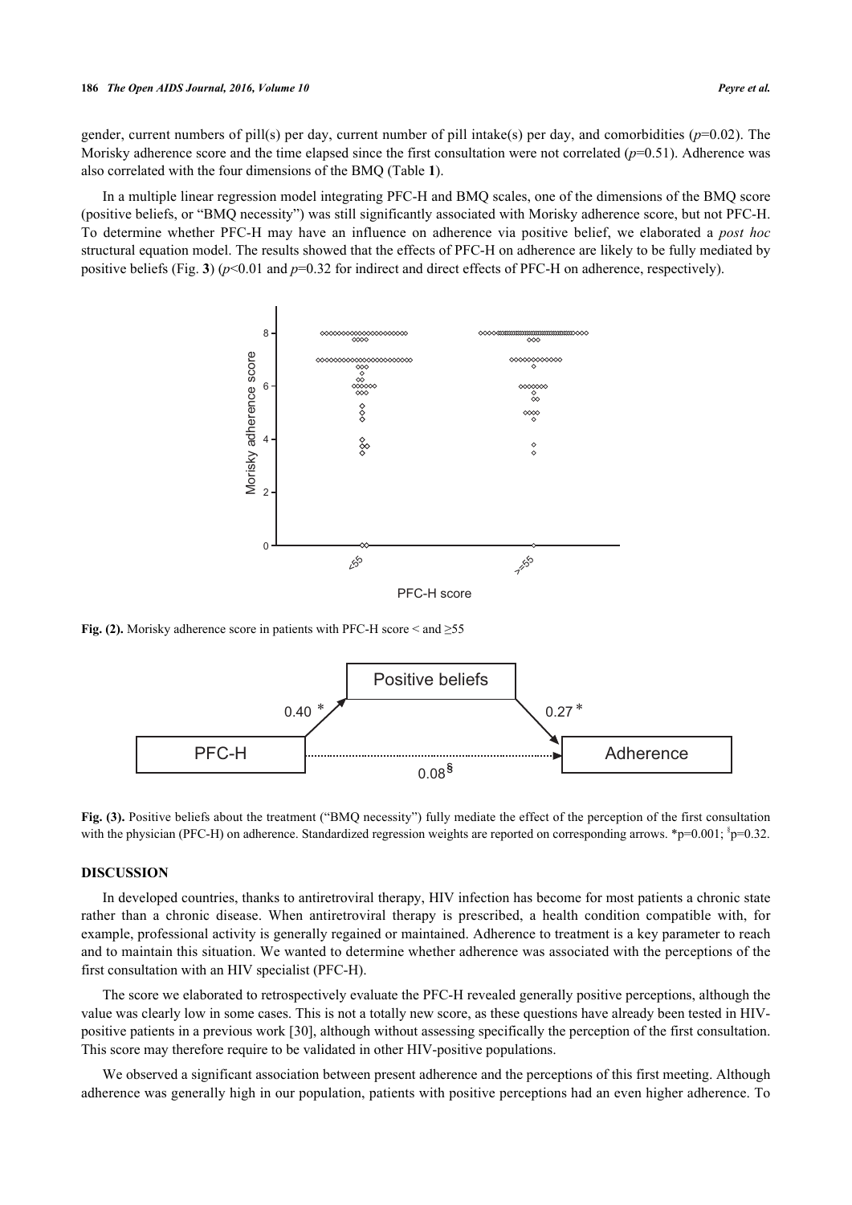gender, current numbers of pill(s) per day, current number of pill intake(s) per day, and comorbidities ($p$=0.02). The Morisky adherence score and the time elapsed since the first consultation were not correlated ($p$=0.51). Adherence was also correlated with the four dimensions of the BMQ (Table **1**).

In a multiple linear regression model integrating PFC-H and BMQ scales, one of the dimensions of the BMQ score (positive beliefs, or "BMQ necessity") was still significantly associated with Morisky adherence score, but not PFC-H. To determine whether PFC-H may have an influence on adherence via positive belief, we elaborated a *post hoc* structural equation model. The results showed that the effects of PFC-H on adherence are likely to be fully mediated by positive beliefs (Fig. **3**) ($p$<0.01 and $p$=0.32 for indirect and direct effects of PFC-H on adherence, respectively).

**Fig. (2).** Morisky adherence score in patients with PFC-H score < and ≥55

**Fig. (3).** Positive beliefs about the treatment ("BMQ necessity") fully mediate the effect of the perception of the first consultation with the physician (PFC-H) on adherence. Standardized regression weights are reported on corresponding arrows. *p=0.001; §p=0.32.

## DISCUSSION

In developed countries, thanks to antiretroviral therapy, HIV infection has become for most patients a chronic state rather than a chronic disease. When antiretroviral therapy is prescribed, a health condition compatible with, for example, professional activity is generally regained or maintained. Adherence to treatment is a key parameter to reach and to maintain this situation. We wanted to determine whether adherence was associated with the perceptions of the first consultation with an HIV specialist (PFC-H).

The score we elaborated to retrospectively evaluate the PFC-H revealed generally positive perceptions, although the value was clearly low in some cases. This is not a totally new score, as these questions have already been tested in HIV-positive patients in a previous work [30], although without assessing specifically the perception of the first consultation. This score may therefore require to be validated in other HIV-positive populations.

We observed a significant association between present adherence and the perceptions of this first meeting. Although adherence was generally high in our population, patients with positive perceptions had an even higher adherence. To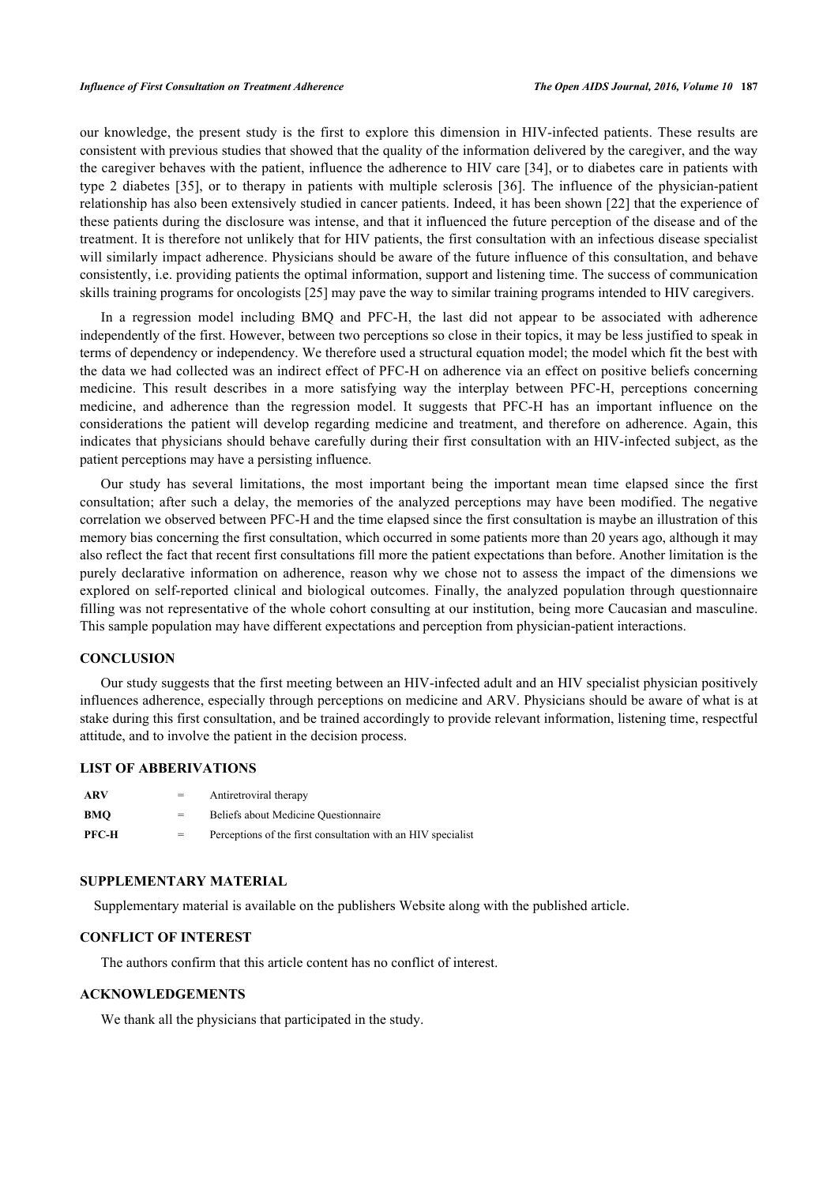our knowledge, the present study is the first to explore this dimension in HIV-infected patients. These results are consistent with previous studies that showed that the quality of the information delivered by the caregiver, and the way the caregiver behaves with the patient, influence the adherence to HIV care [34], or to diabetes care in patients with type 2 diabetes [35], or to therapy in patients with multiple sclerosis [36]. The influence of the physician-patient relationship has also been extensively studied in cancer patients. Indeed, it has been shown [22] that the experience of these patients during the disclosure was intense, and that it influenced the future perception of the disease and of the treatment. It is therefore not unlikely that for HIV patients, the first consultation with an infectious disease specialist will similarly impact adherence. Physicians should be aware of the future influence of this consultation, and behave consistently, i.e. providing patients the optimal information, support and listening time. The success of communication skills training programs for oncologists [25] may pave the way to similar training programs intended to HIV caregivers.

In a regression model including BMQ and PFC-H, the last did not appear to be associated with adherence independently of the first. However, between two perceptions so close in their topics, it may be less justified to speak in terms of dependency or independency. We therefore used a structural equation model; the model which fit the best with the data we had collected was an indirect effect of PFC-H on adherence via an effect on positive beliefs concerning medicine. This result describes in a more satisfying way the interplay between PFC-H, perceptions concerning medicine, and adherence than the regression model. It suggests that PFC-H has an important influence on the considerations the patient will develop regarding medicine and treatment, and therefore on adherence. Again, this indicates that physicians should behave carefully during their first consultation with an HIV-infected subject, as the patient perceptions may have a persisting influence.

Our study has several limitations, the most important being the important mean time elapsed since the first consultation; after such a delay, the memories of the analyzed perceptions may have been modified. The negative correlation we observed between PFC-H and the time elapsed since the first consultation is maybe an illustration of this memory bias concerning the first consultation, which occurred in some patients more than 20 years ago, although it may also reflect the fact that recent first consultations fill more the patient expectations than before. Another limitation is the purely declarative information on adherence, reason why we chose not to assess the impact of the dimensions we explored on self-reported clinical and biological outcomes. Finally, the analyzed population through questionnaire filling was not representative of the whole cohort consulting at our institution, being more Caucasian and masculine. This sample population may have different expectations and perception from physician-patient interactions.

## CONCLUSION

Our study suggests that the first meeting between an HIV-infected adult and an HIV specialist physician positively influences adherence, especially through perceptions on medicine and ARV. Physicians should be aware of what is at stake during this first consultation, and be trained accordingly to provide relevant information, listening time, respectful attitude, and to involve the patient in the decision process.

## LIST OF ABBERIVATIONS

| | | |
|---|---|---|
| **ARV** | = | Antiretroviral therapy |
| **BMQ** | = | Beliefs about Medicine Questionnaire |
| **PFC-H** | = | Perceptions of the first consultation with an HIV specialist |

## SUPPLEMENTARY MATERIAL

Supplementary material is available on the publishers Website along with the published article.

## CONFLICT OF INTEREST

The authors confirm that this article content has no conflict of interest.

## ACKNOWLEDGEMENTS

We thank all the physicians that participated in the study.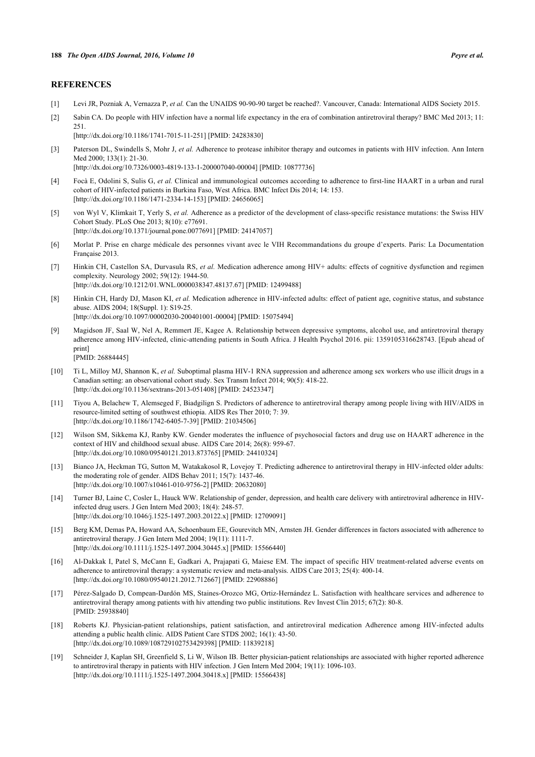## REFERENCES

[1] Levi JR, Pozniak A, Vernazza P, *et al.* Can the UNAIDS 90-90-90 target be reached?. Vancouver, Canada: International AIDS Society 2015.

[2] Sabin CA. Do people with HIV infection have a normal life expectancy in the era of combination antiretroviral therapy? BMC Med 2013; 11: 251.
[http://dx.doi.org/10.1186/1741-7015-11-251] [PMID: 24283830]

[3] Paterson DL, Swindells S, Mohr J, *et al.* Adherence to protease inhibitor therapy and outcomes in patients with HIV infection. Ann Intern Med 2000; 133(1): 21-30.
[http://dx.doi.org/10.7326/0003-4819-133-1-200007040-00004] [PMID: 10877736]

[4] Focà E, Odolini S, Sulis G, *et al.* Clinical and immunological outcomes according to adherence to first-line HAART in a urban and rural cohort of HIV-infected patients in Burkina Faso, West Africa. BMC Infect Dis 2014; 14: 153.
[http://dx.doi.org/10.1186/1471-2334-14-153] [PMID: 24656065]

[5] von Wyl V, Klimkait T, Yerly S, *et al.* Adherence as a predictor of the development of class-specific resistance mutations: the Swiss HIV Cohort Study. PLoS One 2013; 8(10): e77691.
[http://dx.doi.org/10.1371/journal.pone.0077691] [PMID: 24147057]

[6] Morlat P. Prise en charge médicale des personnes vivant avec le VIH Recommandations du groupe d'experts. Paris: La Documentation Française 2013.

[7] Hinkin CH, Castellon SA, Durvasula RS, *et al.* Medication adherence among HIV+ adults: effects of cognitive dysfunction and regimen complexity. Neurology 2002; 59(12): 1944-50.
[http://dx.doi.org/10.1212/01.WNL.0000038347.48137.67] [PMID: 12499488]

[8] Hinkin CH, Hardy DJ, Mason KI, *et al.* Medication adherence in HIV-infected adults: effect of patient age, cognitive status, and substance abuse. AIDS 2004; 18(Suppl. 1): S19-25.
[http://dx.doi.org/10.1097/00002030-200401001-00004] [PMID: 15075494]

[9] Magidson JF, Saal W, Nel A, Remmert JE, Kagee A. Relationship between depressive symptoms, alcohol use, and antiretroviral therapy adherence among HIV-infected, clinic-attending patients in South Africa. J Health Psychol 2016. pii: 1359105316628743. [Epub ahead of print]
[PMID: 26884445]

[10] Ti L, Milloy MJ, Shannon K, *et al.* Suboptimal plasma HIV-1 RNA suppression and adherence among sex workers who use illicit drugs in a Canadian setting: an observational cohort study. Sex Transm Infect 2014; 90(5): 418-22.
[http://dx.doi.org/10.1136/sextrans-2013-051408] [PMID: 24523347]

[11] Tiyou A, Belachew T, Alemseged F, Biadgilign S. Predictors of adherence to antiretroviral therapy among people living with HIV/AIDS in resource-limited setting of southwest ethiopia. AIDS Res Ther 2010; 7: 39.
[http://dx.doi.org/10.1186/1742-6405-7-39] [PMID: 21034506]

[12] Wilson SM, Sikkema KJ, Ranby KW. Gender moderates the influence of psychosocial factors and drug use on HAART adherence in the context of HIV and childhood sexual abuse. AIDS Care 2014; 26(8): 959-67.
[http://dx.doi.org/10.1080/09540121.2013.873765] [PMID: 24410324]

[13] Bianco JA, Heckman TG, Sutton M, Watakakosol R, Lovejoy T. Predicting adherence to antiretroviral therapy in HIV-infected older adults: the moderating role of gender. AIDS Behav 2011; 15(7): 1437-46.
[http://dx.doi.org/10.1007/s10461-010-9756-2] [PMID: 20632080]

[14] Turner BJ, Laine C, Cosler L, Hauck WW. Relationship of gender, depression, and health care delivery with antiretroviral adherence in HIV-infected drug users. J Gen Intern Med 2003; 18(4): 248-57.
[http://dx.doi.org/10.1046/j.1525-1497.2003.20122.x] [PMID: 12709091]

[15] Berg KM, Demas PA, Howard AA, Schoenbaum EE, Gourevitch MN, Arnsten JH. Gender differences in factors associated with adherence to antiretroviral therapy. J Gen Intern Med 2004; 19(11): 1111-7.
[http://dx.doi.org/10.1111/j.1525-1497.2004.30445.x] [PMID: 15566440]

[16] Al-Dakkak I, Patel S, McCann E, Gadkari A, Prajapati G, Maiese EM. The impact of specific HIV treatment-related adverse events on adherence to antiretroviral therapy: a systematic review and meta-analysis. AIDS Care 2013; 25(4): 400-14.
[http://dx.doi.org/10.1080/09540121.2012.712667] [PMID: 22908886]

[17] Pérez-Salgado D, Compean-Dardón MS, Staines-Orozco MG, Ortiz-Hernández L. Satisfaction with healthcare services and adherence to antiretroviral therapy among patients with hiv attending two public institutions. Rev Invest Clin 2015; 67(2): 80-8.
[PMID: 25938840]

[18] Roberts KJ. Physician-patient relationships, patient satisfaction, and antiretroviral medication Adherence among HIV-infected adults attending a public health clinic. AIDS Patient Care STDS 2002; 16(1): 43-50.
[http://dx.doi.org/10.1089/108729102753429398] [PMID: 11839218]

[19] Schneider J, Kaplan SH, Greenfield S, Li W, Wilson IB. Better physician-patient relationships are associated with higher reported adherence to antiretroviral therapy in patients with HIV infection. J Gen Intern Med 2004; 19(11): 1096-103.
[http://dx.doi.org/10.1111/j.1525-1497.2004.30418.x] [PMID: 15566438]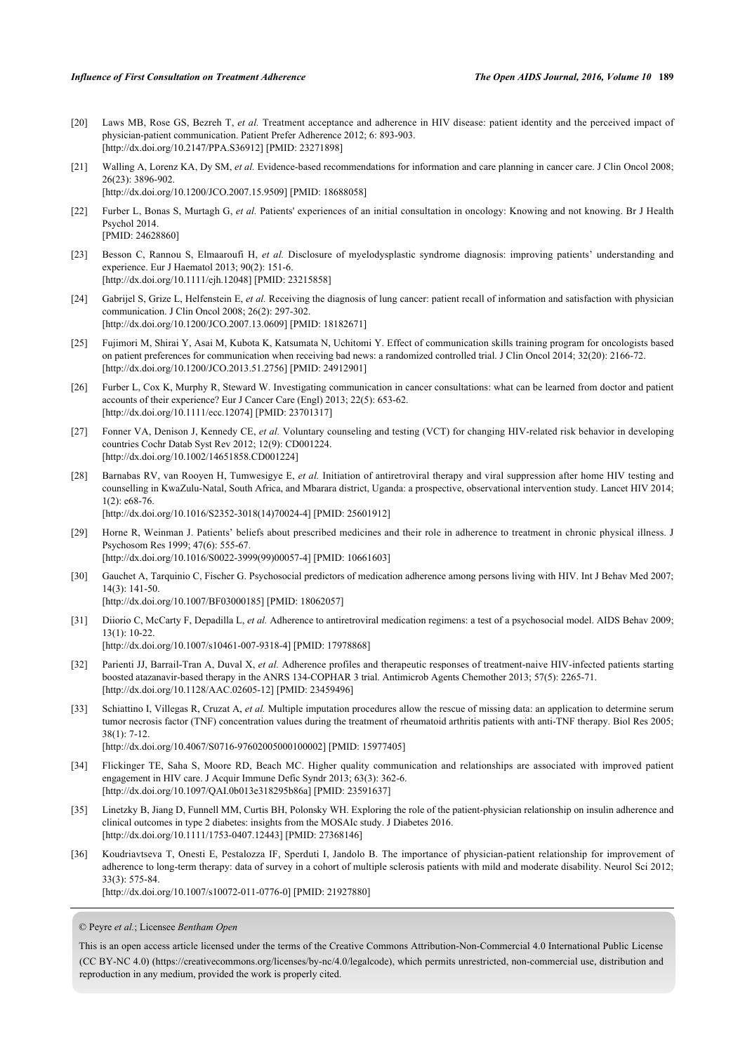[20] Laws MB, Rose GS, Bezreh T, *et al.* Treatment acceptance and adherence in HIV disease: patient identity and the perceived impact of physician-patient communication. Patient Prefer Adherence 2012; 6: 893-903.
[http://dx.doi.org/10.2147/PPA.S36912] [PMID: 23271898]

[21] Walling A, Lorenz KA, Dy SM, *et al.* Evidence-based recommendations for information and care planning in cancer care. J Clin Oncol 2008; 26(23): 3896-902.
[http://dx.doi.org/10.1200/JCO.2007.15.9509] [PMID: 18688058]

[22] Furber L, Bonas S, Murtagh G, *et al.* Patients' experiences of an initial consultation in oncology: Knowing and not knowing. Br J Health Psychol 2014.
[PMID: 24628860]

[23] Besson C, Rannou S, Elmaaroufi H, *et al.* Disclosure of myelodysplastic syndrome diagnosis: improving patients' understanding and experience. Eur J Haematol 2013; 90(2): 151-6.
[http://dx.doi.org/10.1111/ejh.12048] [PMID: 23215858]

[24] Gabrijel S, Grize L, Helfenstein E, *et al.* Receiving the diagnosis of lung cancer: patient recall of information and satisfaction with physician communication. J Clin Oncol 2008; 26(2): 297-302.
[http://dx.doi.org/10.1200/JCO.2007.13.0609] [PMID: 18182671]

[25] Fujimori M, Shirai Y, Asai M, Kubota K, Katsumata N, Uchitomi Y. Effect of communication skills training program for oncologists based on patient preferences for communication when receiving bad news: a randomized controlled trial. J Clin Oncol 2014; 32(20): 2166-72.
[http://dx.doi.org/10.1200/JCO.2013.51.2756] [PMID: 24912901]

[26] Furber L, Cox K, Murphy R, Steward W. Investigating communication in cancer consultations: what can be learned from doctor and patient accounts of their experience? Eur J Cancer Care (Engl) 2013; 22(5): 653-62.
[http://dx.doi.org/10.1111/ecc.12074] [PMID: 23701317]

[27] Fonner VA, Denison J, Kennedy CE, *et al.* Voluntary counseling and testing (VCT) for changing HIV-related risk behavior in developing countries Cochr Datab Syst Rev 2012; 12(9): CD001224.
[http://dx.doi.org/10.1002/14651858.CD001224]

[28] Barnabas RV, van Rooyen H, Tumwesigye E, *et al.* Initiation of antiretroviral therapy and viral suppression after home HIV testing and counselling in KwaZulu-Natal, South Africa, and Mbarara district, Uganda: a prospective, observational intervention study. Lancet HIV 2014; 1(2): e68-76.
[http://dx.doi.org/10.1016/S2352-3018(14)70024-4] [PMID: 25601912]

[29] Horne R, Weinman J. Patients' beliefs about prescribed medicines and their role in adherence to treatment in chronic physical illness. J Psychosom Res 1999; 47(6): 555-67.
[http://dx.doi.org/10.1016/S0022-3999(99)00057-4] [PMID: 10661603]

[30] Gauchet A, Tarquinio C, Fischer G. Psychosocial predictors of medication adherence among persons living with HIV. Int J Behav Med 2007; 14(3): 141-50.
[http://dx.doi.org/10.1007/BF03000185] [PMID: 18062057]

[31] Diiorio C, McCarty F, Depadilla L, *et al.* Adherence to antiretroviral medication regimens: a test of a psychosocial model. AIDS Behav 2009; 13(1): 10-22.
[http://dx.doi.org/10.1007/s10461-007-9318-4] [PMID: 17978868]

[32] Parienti JJ, Barrail-Tran A, Duval X, *et al.* Adherence profiles and therapeutic responses of treatment-naive HIV-infected patients starting boosted atazanavir-based therapy in the ANRS 134-COPHAR 3 trial. Antimicrob Agents Chemother 2013; 57(5): 2265-71.
[http://dx.doi.org/10.1128/AAC.02605-12] [PMID: 23459496]

[33] Schiattino I, Villegas R, Cruzat A, *et al.* Multiple imputation procedures allow the rescue of missing data: an application to determine serum tumor necrosis factor (TNF) concentration values during the treatment of rheumatoid arthritis patients with anti-TNF therapy. Biol Res 2005; 38(1): 7-12.
[http://dx.doi.org/10.4067/S0716-97602005000100002] [PMID: 15977405]

[34] Flickinger TE, Saha S, Moore RD, Beach MC. Higher quality communication and relationships are associated with improved patient engagement in HIV care. J Acquir Immune Defic Syndr 2013; 63(3): 362-6.
[http://dx.doi.org/10.1097/QAI.0b013e318295b86a] [PMID: 23591637]

[35] Linetzky B, Jiang D, Funnell MM, Curtis BH, Polonsky WH. Exploring the role of the patient-physician relationship on insulin adherence and clinical outcomes in type 2 diabetes: insights from the MOSAIc study. J Diabetes 2016.
[http://dx.doi.org/10.1111/1753-0407.12443] [PMID: 27368146]

[36] Koudriavtseva T, Onesti E, Pestalozza IF, Sperduti I, Jandolo B. The importance of physician-patient relationship for improvement of adherence to long-term therapy: data of survey in a cohort of multiple sclerosis patients with mild and moderate disability. Neurol Sci 2012; 33(3): 575-84.
[http://dx.doi.org/10.1007/s10072-011-0776-0] [PMID: 21927880]

© Peyre *et al.*; Licensee *Bentham Open*

This is an open access article licensed under the terms of the Creative Commons Attribution-Non-Commercial 4.0 International Public License (CC BY-NC 4.0) (https://creativecommons.org/licenses/by-nc/4.0/legalcode), which permits unrestricted, non-commercial use, distribution and reproduction in any medium, provided the work is properly cited.